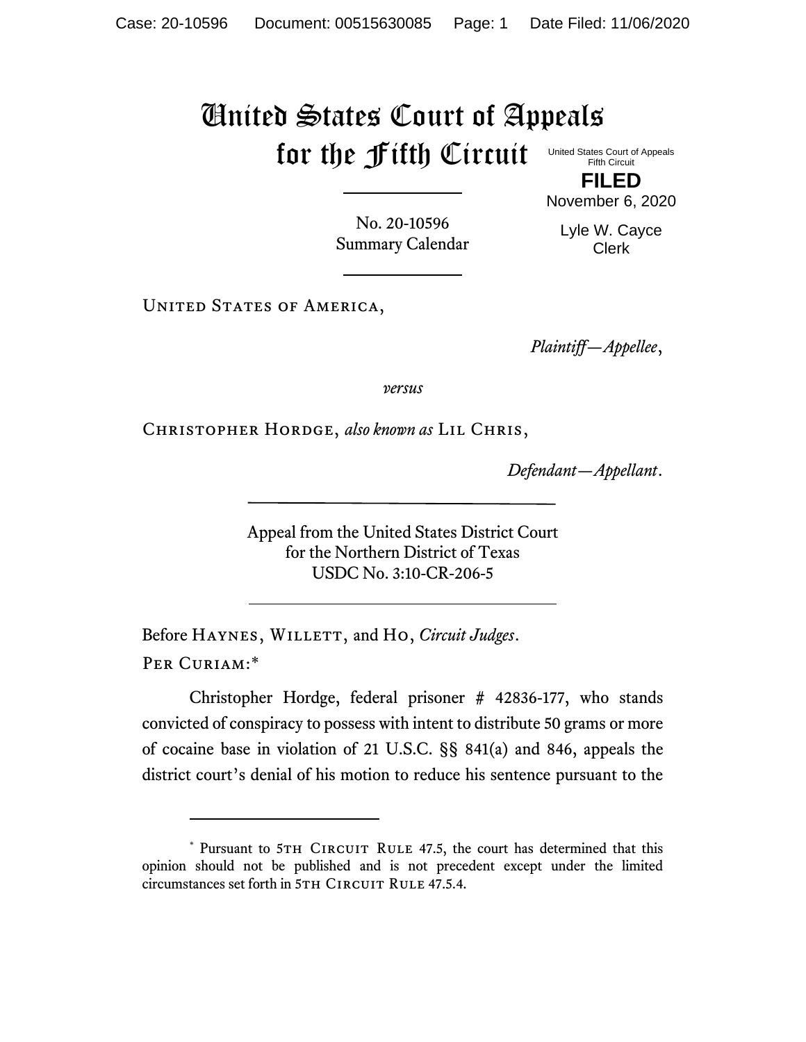# United States Court of Appeals for the Fifth Circuit

United States Court of Appeals
Fifth Circuit

**FILED**

November 6, 2020

Lyle W. Cayce
Clerk

No. 20-10596
Summary Calendar

United States of America,

*Plaintiff—Appellee*,

*versus*

Christopher Hordge, *also known as* Lil Chris,

*Defendant—Appellant*.

Appeal from the United States District Court
for the Northern District of Texas
USDC No. 3:10-CR-206-5

Before Haynes, Willett, and Ho, *Circuit Judges*.

Per Curiam:*

Christopher Hordge, federal prisoner # 42836-177, who stands convicted of conspiracy to possess with intent to distribute 50 grams or more of cocaine base in violation of 21 U.S.C. §§ 841(a) and 846, appeals the district court's denial of his motion to reduce his sentence pursuant to the

---

\* Pursuant to 5th Circuit Rule 47.5, the court has determined that this opinion should not be published and is not precedent except under the limited circumstances set forth in 5th Circuit Rule 47.5.4.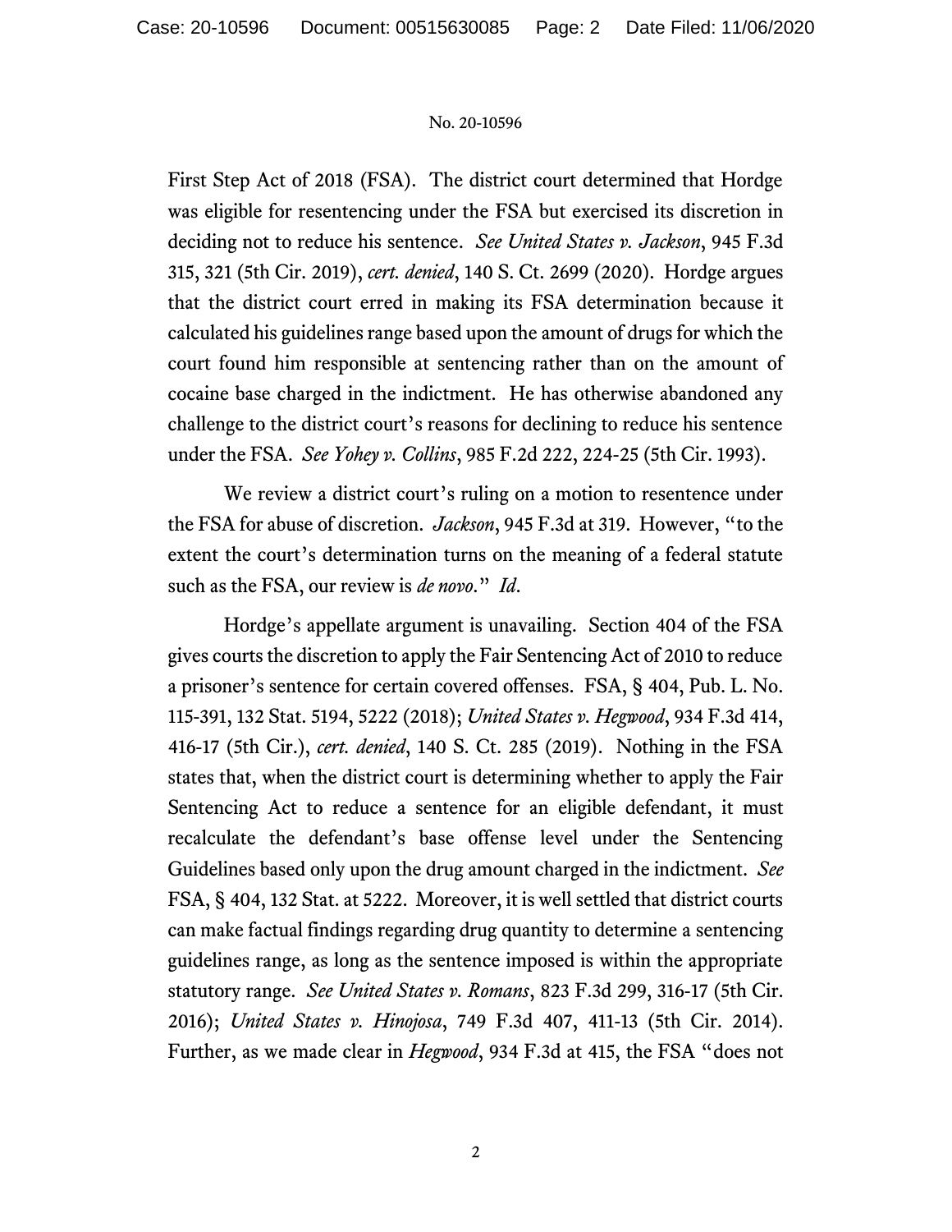First Step Act of 2018 (FSA). The district court determined that Hordge was eligible for resentencing under the FSA but exercised its discretion in deciding not to reduce his sentence. *See United States v. Jackson*, 945 F.3d 315, 321 (5th Cir. 2019), *cert. denied*, 140 S. Ct. 2699 (2020). Hordge argues that the district court erred in making its FSA determination because it calculated his guidelines range based upon the amount of drugs for which the court found him responsible at sentencing rather than on the amount of cocaine base charged in the indictment. He has otherwise abandoned any challenge to the district court's reasons for declining to reduce his sentence under the FSA. *See Yohey v. Collins*, 985 F.2d 222, 224-25 (5th Cir. 1993).

We review a district court's ruling on a motion to resentence under the FSA for abuse of discretion. *Jackson*, 945 F.3d at 319. However, "to the extent the court's determination turns on the meaning of a federal statute such as the FSA, our review is *de novo*." *Id*.

Hordge's appellate argument is unavailing. Section 404 of the FSA gives courts the discretion to apply the Fair Sentencing Act of 2010 to reduce a prisoner's sentence for certain covered offenses. FSA, § 404, Pub. L. No. 115-391, 132 Stat. 5194, 5222 (2018); *United States v. Hegwood*, 934 F.3d 414, 416-17 (5th Cir.), *cert. denied*, 140 S. Ct. 285 (2019). Nothing in the FSA states that, when the district court is determining whether to apply the Fair Sentencing Act to reduce a sentence for an eligible defendant, it must recalculate the defendant's base offense level under the Sentencing Guidelines based only upon the drug amount charged in the indictment. *See* FSA, § 404, 132 Stat. at 5222. Moreover, it is well settled that district courts can make factual findings regarding drug quantity to determine a sentencing guidelines range, as long as the sentence imposed is within the appropriate statutory range. *See United States v. Romans*, 823 F.3d 299, 316-17 (5th Cir. 2016); *United States v. Hinojosa*, 749 F.3d 407, 411-13 (5th Cir. 2014). Further, as we made clear in *Hegwood*, 934 F.3d at 415, the FSA "does not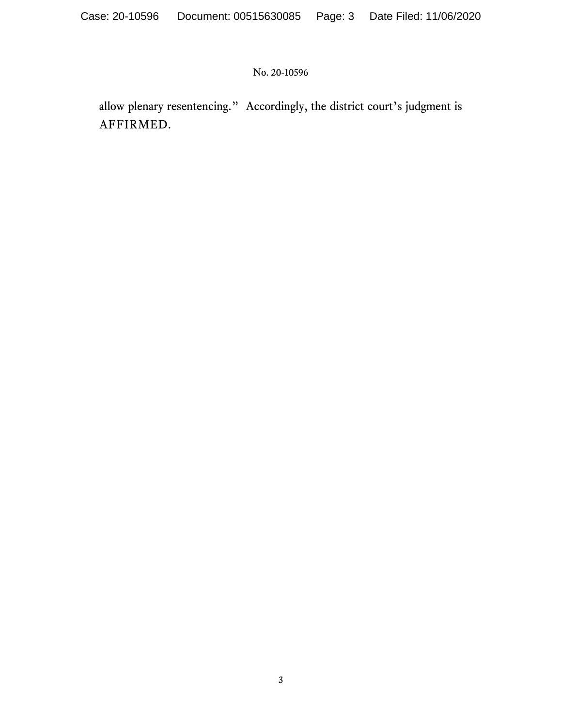allow plenary resentencing." Accordingly, the district court's judgment is AFFIRMED.